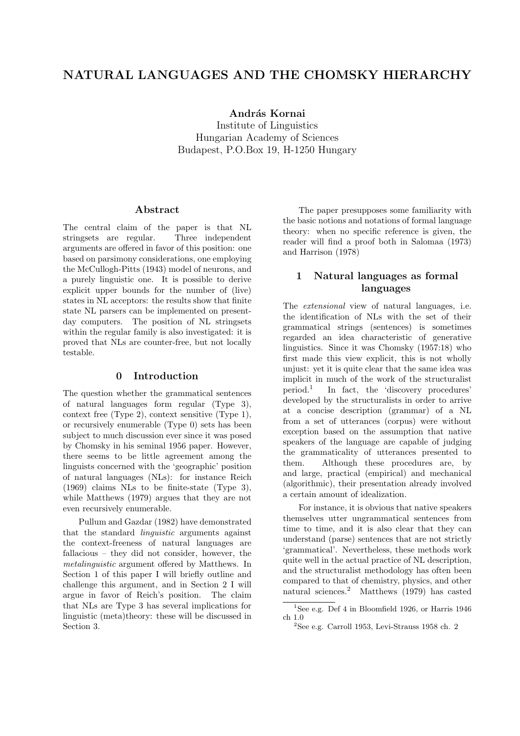# NATURAL LANGUAGES AND THE CHOMSKY HIERARCHY

**András Kornai**
Institute of Linguistics
Hungarian Academy of Sciences
Budapest, P.O.Box 19, H-1250 Hungary

## Abstract

The central claim of the paper is that NL stringsets are regular. Three independent arguments are offered in favor of this position: one based on parsimony considerations, one employing the McCullogh-Pitts (1943) model of neurons, and a purely linguistic one. It is possible to derive explicit upper bounds for the number of (live) states in NL acceptors: the results show that finite state NL parsers can be implemented on present-day computers. The position of NL stringsets within the regular family is also investigated: it is proved that NLs are counter-free, but not locally testable.

## 0 Introduction

The question whether the grammatical sentences of natural languages form regular (Type 3), context free (Type 2), context sensitive (Type 1), or recursively enumerable (Type 0) sets has been subject to much discussion ever since it was posed by Chomsky in his seminal 1956 paper. However, there seems to be little agreement among the linguists concerned with the 'geographic' position of natural languages (NLs): for instance Reich (1969) claims NLs to be finite-state (Type 3), while Matthews (1979) argues that they are not even recursively enumerable.

Pullum and Gazdar (1982) have demonstrated that the standard *linguistic* arguments against the context-freeness of natural languages are fallacious – they did not consider, however, the *metalinguistic* argument offered by Matthews. In Section 1 of this paper I will briefly outline and challenge this argument, and in Section 2 I will argue in favor of Reich's position. The claim that NLs are Type 3 has several implications for linguistic (meta)theory: these will be discussed in Section 3.

The paper presupposes some familiarity with the basic notions and notations of formal language theory: when no specific reference is given, the reader will find a proof both in Salomaa (1973) and Harrison (1978)

## 1 Natural languages as formal languages

The *extensional* view of natural languages, i.e. the identification of NLs with the set of their grammatical strings (sentences) is sometimes regarded an idea characteristic of generative linguistics. Since it was Chomsky (1957:18) who first made this view explicit, this is not wholly unjust: yet it is quite clear that the same idea was implicit in much of the work of the structuralist period.[1] In fact, the 'discovery procedures' developed by the structuralists in order to arrive at a concise description (grammar) of a NL from a set of utterances (corpus) were without exception based on the assumption that native speakers of the language are capable of judging the grammaticality of utterances presented to them. Although these procedures are, by and large, practical (empirical) and mechanical (algorithmic), their presentation already involved a certain amount of idealization.

For instance, it is obvious that native speakers themselves utter ungrammatical sentences from time to time, and it is also clear that they can understand (parse) sentences that are not strictly 'grammatical'. Nevertheless, these methods work quite well in the actual practice of NL description, and the structuralist methodology has often been compared to that of chemistry, physics, and other natural sciences.[2] Matthews (1979) has casted

---

[1] See e.g. Def 4 in Bloomfield 1926, or Harris 1946 ch 1.0

[2] See e.g. Carroll 1953, Levi-Strauss 1958 ch. 2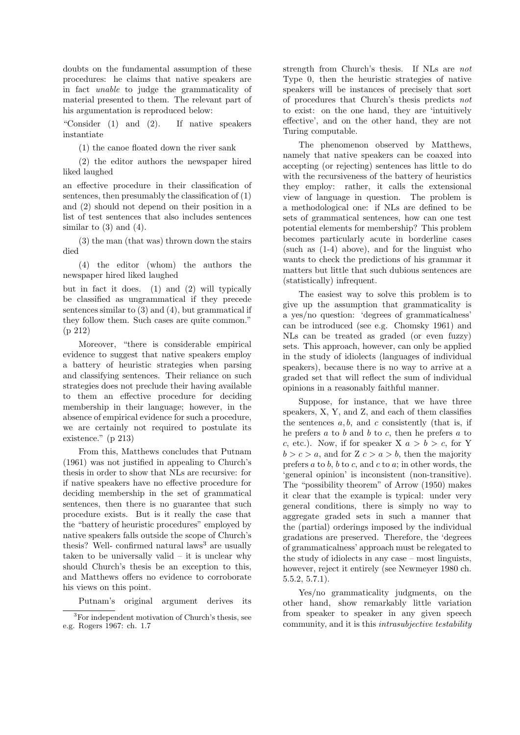doubts on the fundamental assumption of these procedures: he claims that native speakers are in fact *unable* to judge the grammaticality of material presented to them. The relevant part of his argumentation is reproduced below:

"Consider (1) and (2). If native speakers instantiate

(1) the canoe floated down the river sank

(2) the editor authors the newspaper hired liked laughed

an effective procedure in their classification of sentences, then presumably the classification of (1) and (2) should not depend on their position in a list of test sentences that also includes sentences similar to (3) and (4).

(3) the man (that was) thrown down the stairs died

(4) the editor (whom) the authors the newspaper hired liked laughed

but in fact it does. (1) and (2) will typically be classified as ungrammatical if they precede sentences similar to (3) and (4), but grammatical if they follow them. Such cases are quite common." (p 212)

Moreover, "there is considerable empirical evidence to suggest that native speakers employ a battery of heuristic strategies when parsing and classifying sentences. Their reliance on such strategies does not preclude their having available to them an effective procedure for deciding membership in their language; however, in the absence of empirical evidence for such a procedure, we are certainly not required to postulate its existence." (p 213)

From this, Matthews concludes that Putnam (1961) was not justified in appealing to Church's thesis in order to show that NLs are recursive: for if native speakers have no effective procedure for deciding membership in the set of grammatical sentences, then there is no guarantee that such procedure exists. But is it really the case that the "battery of heuristic procedures" employed by native speakers falls outside the scope of Church's thesis? Well- confirmed natural laws[3] are usually taken to be universally valid – it is unclear why should Church's thesis be an exception to this, and Matthews offers no evidence to corroborate his views on this point.

Putnam's original argument derives its strength from Church's thesis. If NLs are *not* Type 0, then the heuristic strategies of native speakers will be instances of precisely that sort of procedures that Church's thesis predicts *not* to exist: on the one hand, they are 'intuitively effective', and on the other hand, they are not Turing computable.

The phenomenon observed by Matthews, namely that native speakers can be coaxed into accepting (or rejecting) sentences has little to do with the recursiveness of the battery of heuristics they employ: rather, it calls the extensional view of language in question. The problem is a methodological one: if NLs are defined to be sets of grammatical sentences, how can one test potential elements for membership? This problem becomes particularly acute in borderline cases (such as (1-4) above), and for the linguist who wants to check the predictions of his grammar it matters but little that such dubious sentences are (statistically) infrequent.

The easiest way to solve this problem is to give up the assumption that grammaticality is a yes/no question: 'degrees of grammaticalness' can be introduced (see e.g. Chomsky 1961) and NLs can be treated as graded (or even fuzzy) sets. This approach, however, can only be applied in the study of idiolects (languages of individual speakers), because there is no way to arrive at a graded set that will reflect the sum of individual opinions in a reasonably faithful manner.

Suppose, for instance, that we have three speakers, X, Y, and Z, and each of them classifies the sentences $a, b$, and $c$ consistently (that is, if he prefers $a$ to $b$ and $b$ to $c$, then he prefers $a$ to $c$, etc.). Now, if for speaker X $a > b > c$, for Y $b > c > a$, and for Z $c > a > b$, then the majority prefers $a$ to $b$, $b$ to $c$, and $c$ to $a$; in other words, the 'general opinion' is inconsistent (non-transitive). The "possibility theorem" of Arrow (1950) makes it clear that the example is typical: under very general conditions, there is simply no way to aggregate graded sets in such a manner that the (partial) orderings imposed by the individual gradations are preserved. Therefore, the 'degrees of grammaticalness' approach must be relegated to the study of idiolects in any case – most linguists, however, reject it entirely (see Newmeyer 1980 ch. 5.5.2, 5.7.1).

Yes/no grammaticality judgments, on the other hand, show remarkably little variation from speaker to speaker in any given speech community, and it is this *intrasubjective testability*

[3] For independent motivation of Church's thesis, see e.g. Rogers 1967: ch. 1.7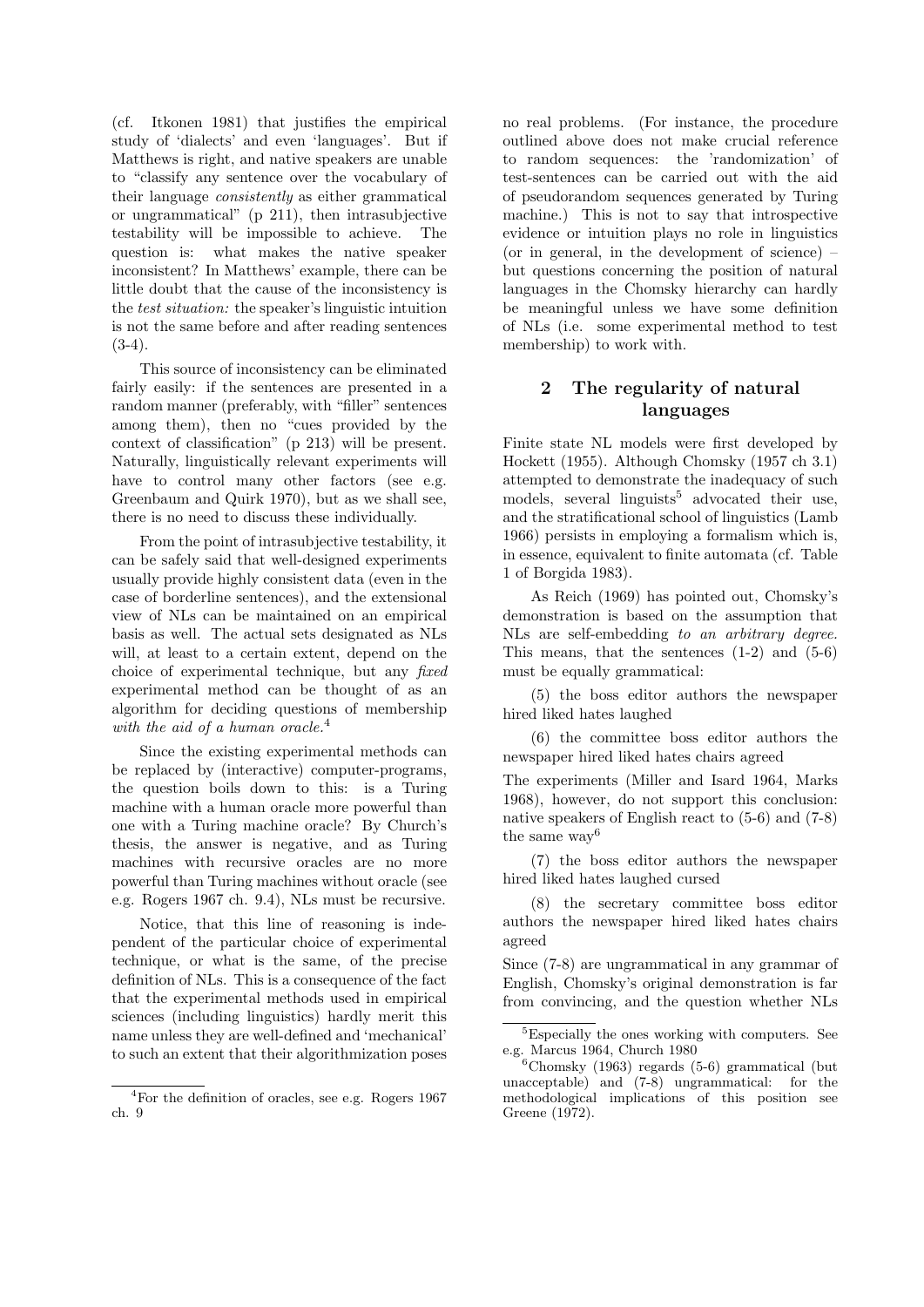(cf. Itkonen 1981) that justifies the empirical study of 'dialects' and even 'languages'. But if Matthews is right, and native speakers are unable to "classify any sentence over the vocabulary of their language *consistently* as either grammatical or ungrammatical" (p 211), then intrasubjective testability will be impossible to achieve. The question is: what makes the native speaker inconsistent? In Matthews' example, there can be little doubt that the cause of the inconsistency is the *test situation:* the speaker's linguistic intuition is not the same before and after reading sentences (3-4).

This source of inconsistency can be eliminated fairly easily: if the sentences are presented in a random manner (preferably, with "filler" sentences among them), then no "cues provided by the context of classification" (p 213) will be present. Naturally, linguistically relevant experiments will have to control many other factors (see e.g. Greenbaum and Quirk 1970), but as we shall see, there is no need to discuss these individually.

From the point of intrasubjective testability, it can be safely said that well-designed experiments usually provide highly consistent data (even in the case of borderline sentences), and the extensional view of NLs can be maintained on an empirical basis as well. The actual sets designated as NLs will, at least to a certain extent, depend on the choice of experimental technique, but any *fixed* experimental method can be thought of as an algorithm for deciding questions of membership *with the aid of a human oracle.*[4]

Since the existing experimental methods can be replaced by (interactive) computer-programs, the question boils down to this: is a Turing machine with a human oracle more powerful than one with a Turing machine oracle? By Church's thesis, the answer is negative, and as Turing machines with recursive oracles are no more powerful than Turing machines without oracle (see e.g. Rogers 1967 ch. 9.4), NLs must be recursive.

Notice, that this line of reasoning is independent of the particular choice of experimental technique, or what is the same, of the precise definition of NLs. This is a consequence of the fact that the experimental methods used in empirical sciences (including linguistics) hardly merit this name unless they are well-defined and 'mechanical' to such an extent that their algorithmization poses no real problems. (For instance, the procedure outlined above does not make crucial reference to random sequences: the 'randomization' of test-sentences can be carried out with the aid of pseudorandom sequences generated by Turing machine.) This is not to say that introspective evidence or intuition plays no role in linguistics (or in general, in the development of science) – but questions concerning the position of natural languages in the Chomsky hierarchy can hardly be meaningful unless we have some definition of NLs (i.e. some experimental method to test membership) to work with.

## 2 The regularity of natural languages

Finite state NL models were first developed by Hockett (1955). Although Chomsky (1957 ch 3.1) attempted to demonstrate the inadequacy of such models, several linguists[5] advocated their use, and the stratificational school of linguistics (Lamb 1966) persists in employing a formalism which is, in essence, equivalent to finite automata (cf. Table 1 of Borgida 1983).

As Reich (1969) has pointed out, Chomsky's demonstration is based on the assumption that NLs are self-embedding *to an arbitrary degree.* This means, that the sentences (1-2) and (5-6) must be equally grammatical:

(5) the boss editor authors the newspaper hired liked hates laughed

(6) the committee boss editor authors the newspaper hired liked hates chairs agreed

The experiments (Miller and Isard 1964, Marks 1968), however, do not support this conclusion: native speakers of English react to (5-6) and (7-8) the same way[6]

(7) the boss editor authors the newspaper hired liked hates laughed cursed

(8) the secretary committee boss editor authors the newspaper hired liked hates chairs agreed

Since (7-8) are ungrammatical in any grammar of English, Chomsky's original demonstration is far from convincing, and the question whether NLs

---

[4] For the definition of oracles, see e.g. Rogers 1967 ch. 9

[5] Especially the ones working with computers. See e.g. Marcus 1964, Church 1980

[6] Chomsky (1963) regards (5-6) grammatical (but unacceptable) and (7-8) ungrammatical: for the methodological implications of this position see Greene (1972).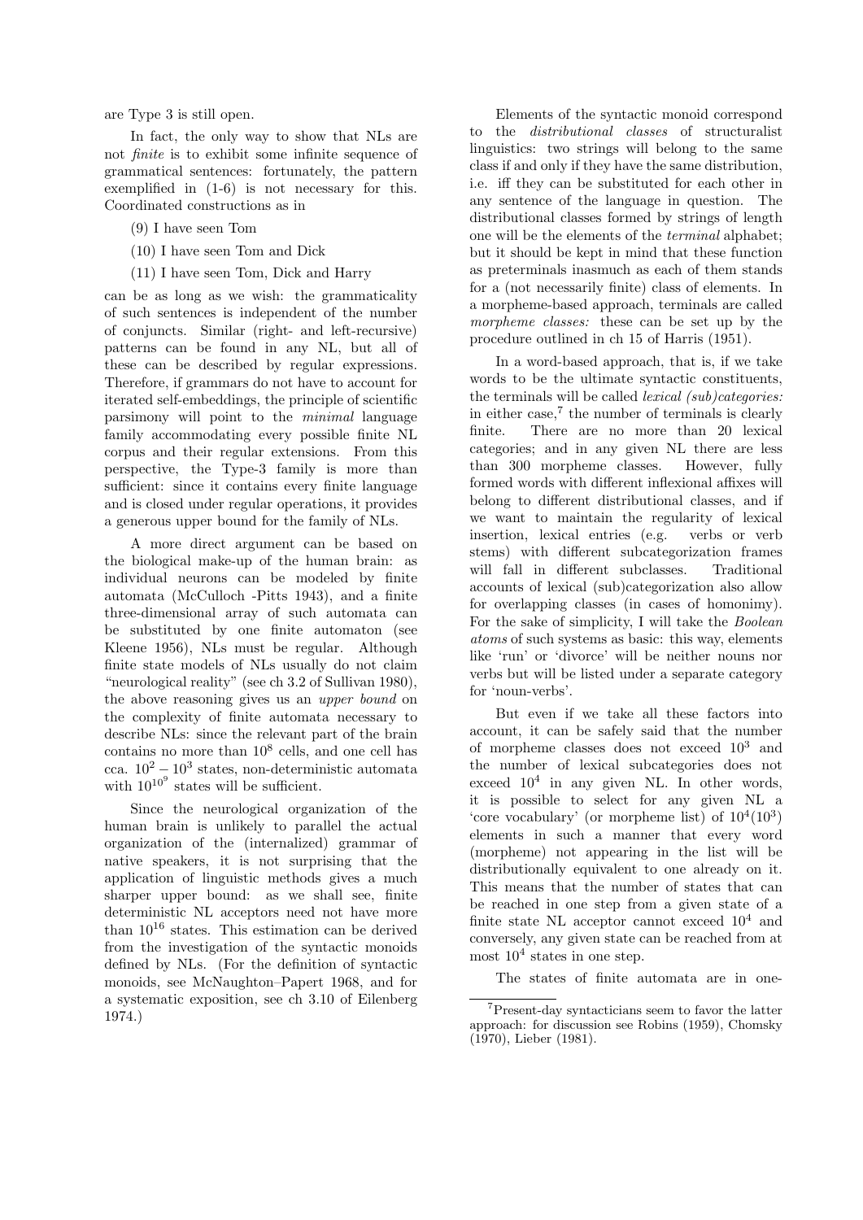are Type 3 is still open.

In fact, the only way to show that NLs are not *finite* is to exhibit some infinite sequence of grammatical sentences: fortunately, the pattern exemplified in (1-6) is not necessary for this. Coordinated constructions as in

(9) I have seen Tom

(10) I have seen Tom and Dick

(11) I have seen Tom, Dick and Harry

can be as long as we wish: the grammaticality of such sentences is independent of the number of conjuncts. Similar (right- and left-recursive) patterns can be found in any NL, but all of these can be described by regular expressions. Therefore, if grammars do not have to account for iterated self-embeddings, the principle of scientific parsimony will point to the *minimal* language family accommodating every possible finite NL corpus and their regular extensions. From this perspective, the Type-3 family is more than sufficient: since it contains every finite language and is closed under regular operations, it provides a generous upper bound for the family of NLs.

A more direct argument can be based on the biological make-up of the human brain: as individual neurons can be modeled by finite automata (McCulloch -Pitts 1943), and a finite three-dimensional array of such automata can be substituted by one finite automaton (see Kleene 1956), NLs must be regular. Although finite state models of NLs usually do not claim "neurological reality" (see ch 3.2 of Sullivan 1980), the above reasoning gives us an *upper bound* on the complexity of finite automata necessary to describe NLs: since the relevant part of the brain contains no more than $10^8$ cells, and one cell has cca. $10^2 - 10^3$ states, non-deterministic automata with $10^{10^9}$ states will be sufficient.

Since the neurological organization of the human brain is unlikely to parallel the actual organization of the (internalized) grammar of native speakers, it is not surprising that the application of linguistic methods gives a much sharper upper bound: as we shall see, finite deterministic NL acceptors need not have more than $10^{16}$ states. This estimation can be derived from the investigation of the syntactic monoids defined by NLs. (For the definition of syntactic monoids, see McNaughton–Papert 1968, and for a systematic exposition, see ch 3.10 of Eilenberg 1974.)

Elements of the syntactic monoid correspond to the *distributional classes* of structuralist linguistics: two strings will belong to the same class if and only if they have the same distribution, i.e. iff they can be substituted for each other in any sentence of the language in question. The distributional classes formed by strings of length one will be the elements of the *terminal* alphabet; but it should be kept in mind that these function as preterminals inasmuch as each of them stands for a (not necessarily finite) class of elements. In a morpheme-based approach, terminals are called *morpheme classes:* these can be set up by the procedure outlined in ch 15 of Harris (1951).

In a word-based approach, that is, if we take words to be the ultimate syntactic constituents, the terminals will be called *lexical (sub)categories:* in either case,[7] the number of terminals is clearly finite. There are no more than 20 lexical categories; and in any given NL there are less than 300 morpheme classes. However, fully formed words with different inflexional affixes will belong to different distributional classes, and if we want to maintain the regularity of lexical insertion, lexical entries (e.g. verbs or verb stems) with different subcategorization frames will fall in different subclasses. Traditional accounts of lexical (sub)categorization also allow for overlapping classes (in cases of homonimy). For the sake of simplicity, I will take the *Boolean atoms* of such systems as basic: this way, elements like 'run' or 'divorce' will be neither nouns nor verbs but will be listed under a separate category for 'noun-verbs'.

But even if we take all these factors into account, it can be safely said that the number of morpheme classes does not exceed $10^3$ and the number of lexical subcategories does not exceed $10^4$ in any given NL. In other words, it is possible to select for any given NL a 'core vocabulary' (or morpheme list) of $10^4(10^3)$ elements in such a manner that every word (morpheme) not appearing in the list will be distributionally equivalent to one already on it. This means that the number of states that can be reached in one step from a given state of a finite state NL acceptor cannot exceed $10^4$ and conversely, any given state can be reached from at most $10^4$ states in one step.

The states of finite automata are in one-

[7] Present-day syntacticians seem to favor the latter approach: for discussion see Robins (1959), Chomsky (1970), Lieber (1981).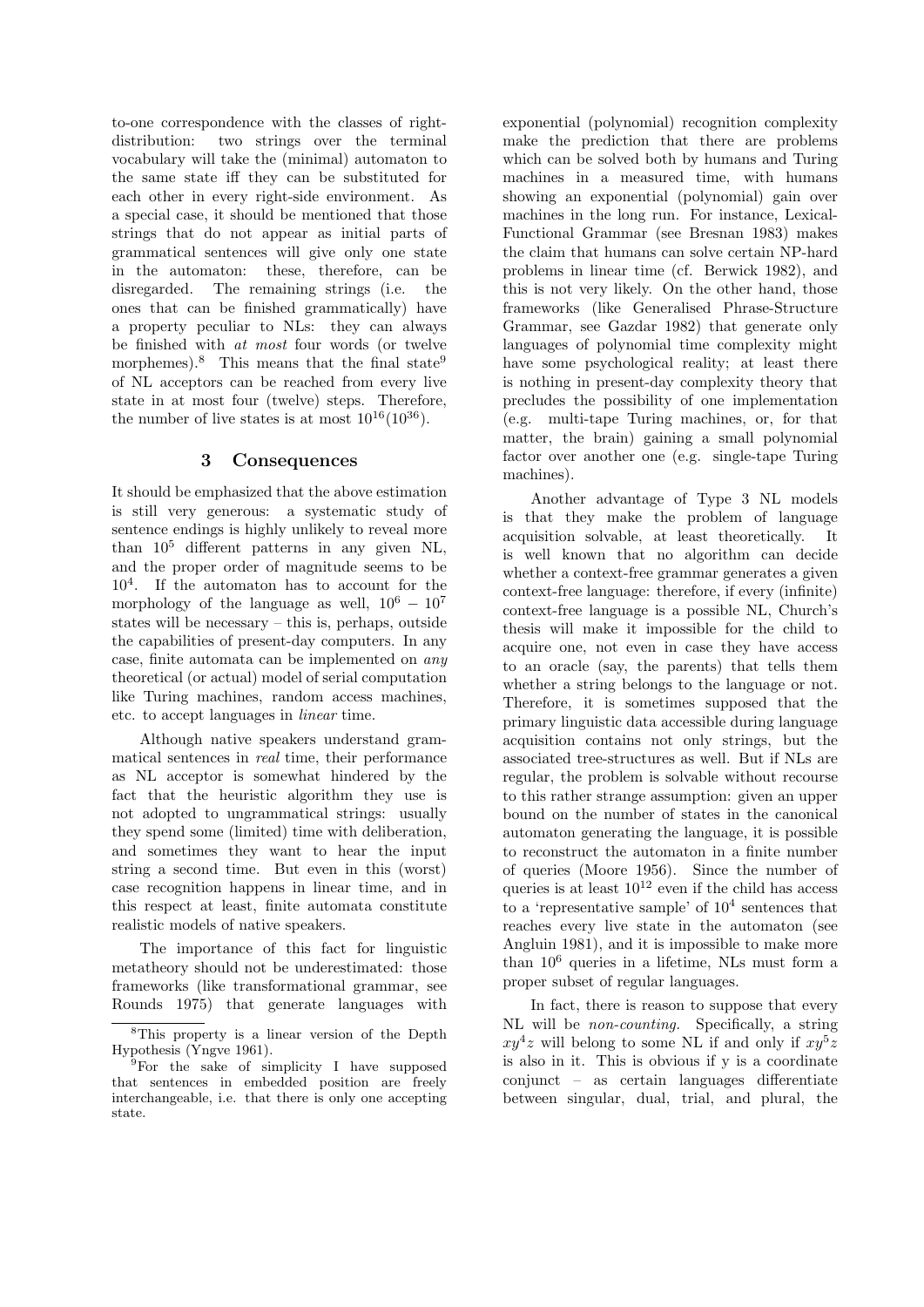to-one correspondence with the classes of right-distribution: two strings over the terminal vocabulary will take the (minimal) automaton to the same state iff they can be substituted for each other in every right-side environment. As a special case, it should be mentioned that those strings that do not appear as initial parts of grammatical sentences will give only one state in the automaton: these, therefore, can be disregarded. The remaining strings (i.e. the ones that can be finished grammatically) have a property peculiar to NLs: they can always be finished with *at most* four words (or twelve morphemes).[8] This means that the final state[9] of NL acceptors can be reached from every live state in at most four (twelve) steps. Therefore, the number of live states is at most $10^{16}(10^{36})$.

## 3 Consequences

It should be emphasized that the above estimation is still very generous: a systematic study of sentence endings is highly unlikely to reveal more than $10^5$ different patterns in any given NL, and the proper order of magnitude seems to be $10^4$. If the automaton has to account for the morphology of the language as well, $10^6 - 10^7$ states will be necessary – this is, perhaps, outside the capabilities of present-day computers. In any case, finite automata can be implemented on *any* theoretical (or actual) model of serial computation like Turing machines, random access machines, etc. to accept languages in *linear* time.

Although native speakers understand grammatical sentences in *real* time, their performance as NL acceptor is somewhat hindered by the fact that the heuristic algorithm they use is not adopted to ungrammatical strings: usually they spend some (limited) time with deliberation, and sometimes they want to hear the input string a second time. But even in this (worst) case recognition happens in linear time, and in this respect at least, finite automata constitute realistic models of native speakers.

The importance of this fact for linguistic metatheory should not be underestimated: those frameworks (like transformational grammar, see Rounds 1975) that generate languages with exponential (polynomial) recognition complexity make the prediction that there are problems which can be solved both by humans and Turing machines in a measured time, with humans showing an exponential (polynomial) gain over machines in the long run. For instance, Lexical-Functional Grammar (see Bresnan 1983) makes the claim that humans can solve certain NP-hard problems in linear time (cf. Berwick 1982), and this is not very likely. On the other hand, those frameworks (like Generalised Phrase-Structure Grammar, see Gazdar 1982) that generate only languages of polynomial time complexity might have some psychological reality; at least there is nothing in present-day complexity theory that precludes the possibility of one implementation (e.g. multi-tape Turing machines, or, for that matter, the brain) gaining a small polynomial factor over another one (e.g. single-tape Turing machines).

Another advantage of Type 3 NL models is that they make the problem of language acquisition solvable, at least theoretically. It is well known that no algorithm can decide whether a context-free grammar generates a given context-free language: therefore, if every (infinite) context-free language is a possible NL, Church's thesis will make it impossible for the child to acquire one, not even in case they have access to an oracle (say, the parents) that tells them whether a string belongs to the language or not. Therefore, it is sometimes supposed that the primary linguistic data accessible during language acquisition contains not only strings, but the associated tree-structures as well. But if NLs are regular, the problem is solvable without recourse to this rather strange assumption: given an upper bound on the number of states in the canonical automaton generating the language, it is possible to reconstruct the automaton in a finite number of queries (Moore 1956). Since the number of queries is at least $10^{12}$ even if the child has access to a 'representative sample' of $10^4$ sentences that reaches every live state in the automaton (see Angluin 1981), and it is impossible to make more than $10^6$ queries in a lifetime, NLs must form a proper subset of regular languages.

In fact, there is reason to suppose that every NL will be *non-counting*. Specifically, a string $xy^4z$ will belong to some NL if and only if $xy^5z$ is also in it. This is obvious if y is a coordinate conjunct – as certain languages differentiate between singular, dual, trial, and plural, the

---

[8] This property is a linear version of the Depth Hypothesis (Yngve 1961).

[9] For the sake of simplicity I have supposed that sentences in embedded position are freely interchangeable, i.e. that there is only one accepting state.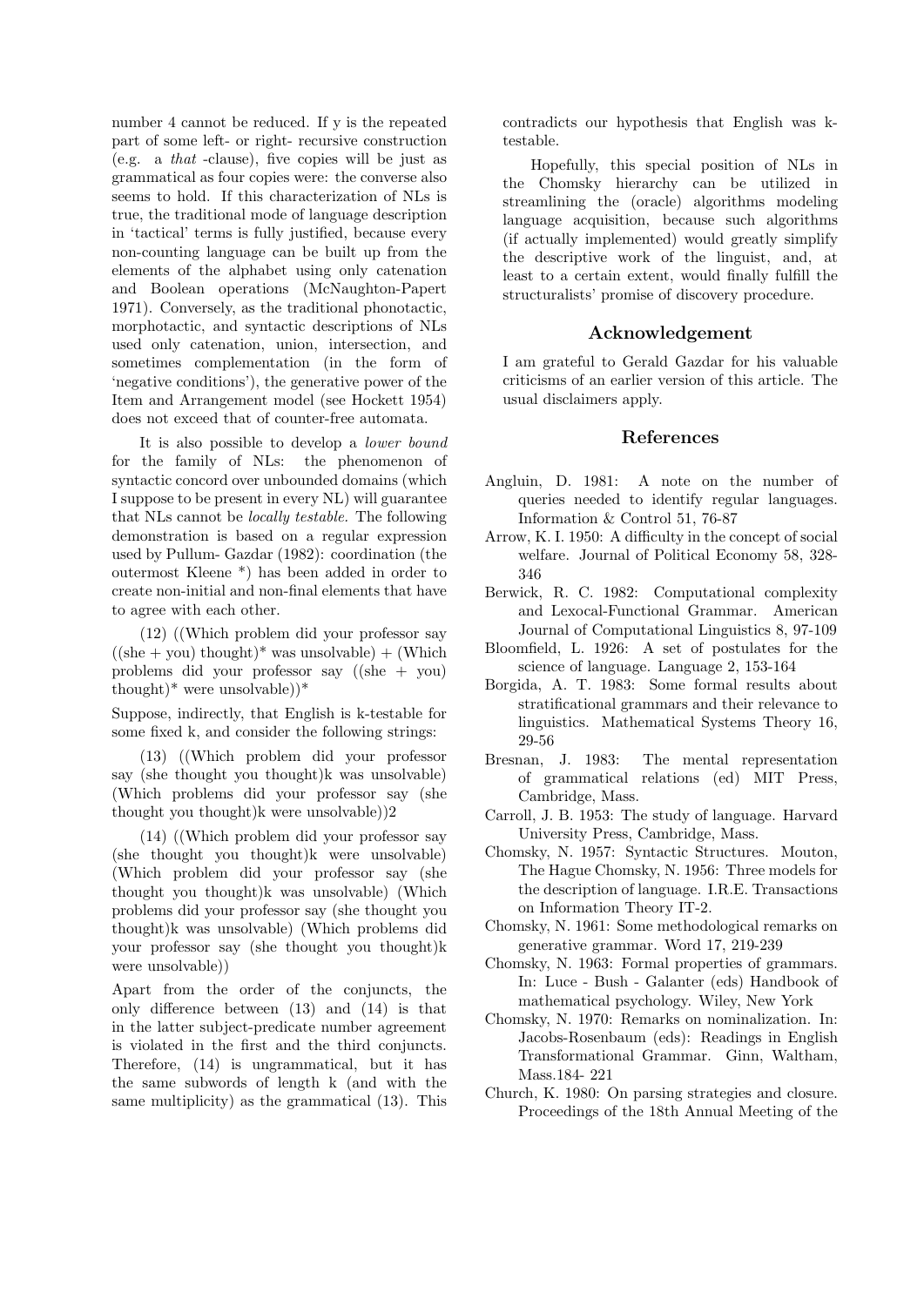number 4 cannot be reduced. If y is the repeated part of some left- or right- recursive construction (e.g. a *that* -clause), five copies will be just as grammatical as four copies were: the converse also seems to hold. If this characterization of NLs is true, the traditional mode of language description in 'tactical' terms is fully justified, because every non-counting language can be built up from the elements of the alphabet using only catenation and Boolean operations (McNaughton-Papert 1971). Conversely, as the traditional phonotactic, morphotactic, and syntactic descriptions of NLs used only catenation, union, intersection, and sometimes complementation (in the form of 'negative conditions'), the generative power of the Item and Arrangement model (see Hockett 1954) does not exceed that of counter-free automata.

It is also possible to develop a *lower bound* for the family of NLs: the phenomenon of syntactic concord over unbounded domains (which I suppose to be present in every NL) will guarantee that NLs cannot be *locally testable.* The following demonstration is based on a regular expression used by Pullum- Gazdar (1982): coordination (the outermost Kleene *) has been added in order to create non-initial and non-final elements that have to agree with each other.

(12) ((Which problem did your professor say ((she + you) thought)* was unsolvable) + (Which problems did your professor say ((she + you) thought)* were unsolvable))*

Suppose, indirectly, that English is k-testable for some fixed k, and consider the following strings:

(13) ((Which problem did your professor say (she thought you thought)k was unsolvable) (Which problems did your professor say (she thought you thought)k were unsolvable))2

(14) ((Which problem did your professor say (she thought you thought)k were unsolvable) (Which problem did your professor say (she thought you thought)k was unsolvable) (Which problems did your professor say (she thought you thought)k was unsolvable) (Which problems did your professor say (she thought you thought)k were unsolvable))

Apart from the order of the conjuncts, the only difference between (13) and (14) is that in the latter subject-predicate number agreement is violated in the first and the third conjuncts. Therefore, (14) is ungrammatical, but it has the same subwords of length k (and with the same multiplicity) as the grammatical (13). This contradicts our hypothesis that English was k-testable.

Hopefully, this special position of NLs in the Chomsky hierarchy can be utilized in streamlining the (oracle) algorithms modeling language acquisition, because such algorithms (if actually implemented) would greatly simplify the descriptive work of the linguist, and, at least to a certain extent, would finally fulfill the structuralists' promise of discovery procedure.

## Acknowledgement

I am grateful to Gerald Gazdar for his valuable criticisms of an earlier version of this article. The usual disclaimers apply.

## References

Angluin, D. 1981: A note on the number of queries needed to identify regular languages. Information & Control 51, 76-87

Arrow, K. I. 1950: A difficulty in the concept of social welfare. Journal of Political Economy 58, 328-346

Berwick, R. C. 1982: Computational complexity and Lexocal-Functional Grammar. American Journal of Computational Linguistics 8, 97-109

Bloomfield, L. 1926: A set of postulates for the science of language. Language 2, 153-164

Borgida, A. T. 1983: Some formal results about stratificational grammars and their relevance to linguistics. Mathematical Systems Theory 16, 29-56

Bresnan, J. 1983: The mental representation of grammatical relations (ed) MIT Press, Cambridge, Mass.

Carroll, J. B. 1953: The study of language. Harvard University Press, Cambridge, Mass.

Chomsky, N. 1957: Syntactic Structures. Mouton, The Hague Chomsky, N. 1956: Three models for the description of language. I.R.E. Transactions on Information Theory IT-2.

Chomsky, N. 1961: Some methodological remarks on generative grammar. Word 17, 219-239

Chomsky, N. 1963: Formal properties of grammars. In: Luce - Bush - Galanter (eds) Handbook of mathematical psychology. Wiley, New York

Chomsky, N. 1970: Remarks on nominalization. In: Jacobs-Rosenbaum (eds): Readings in English Transformational Grammar. Ginn, Waltham, Mass.184- 221

Church, K. 1980: On parsing strategies and closure. Proceedings of the 18th Annual Meeting of the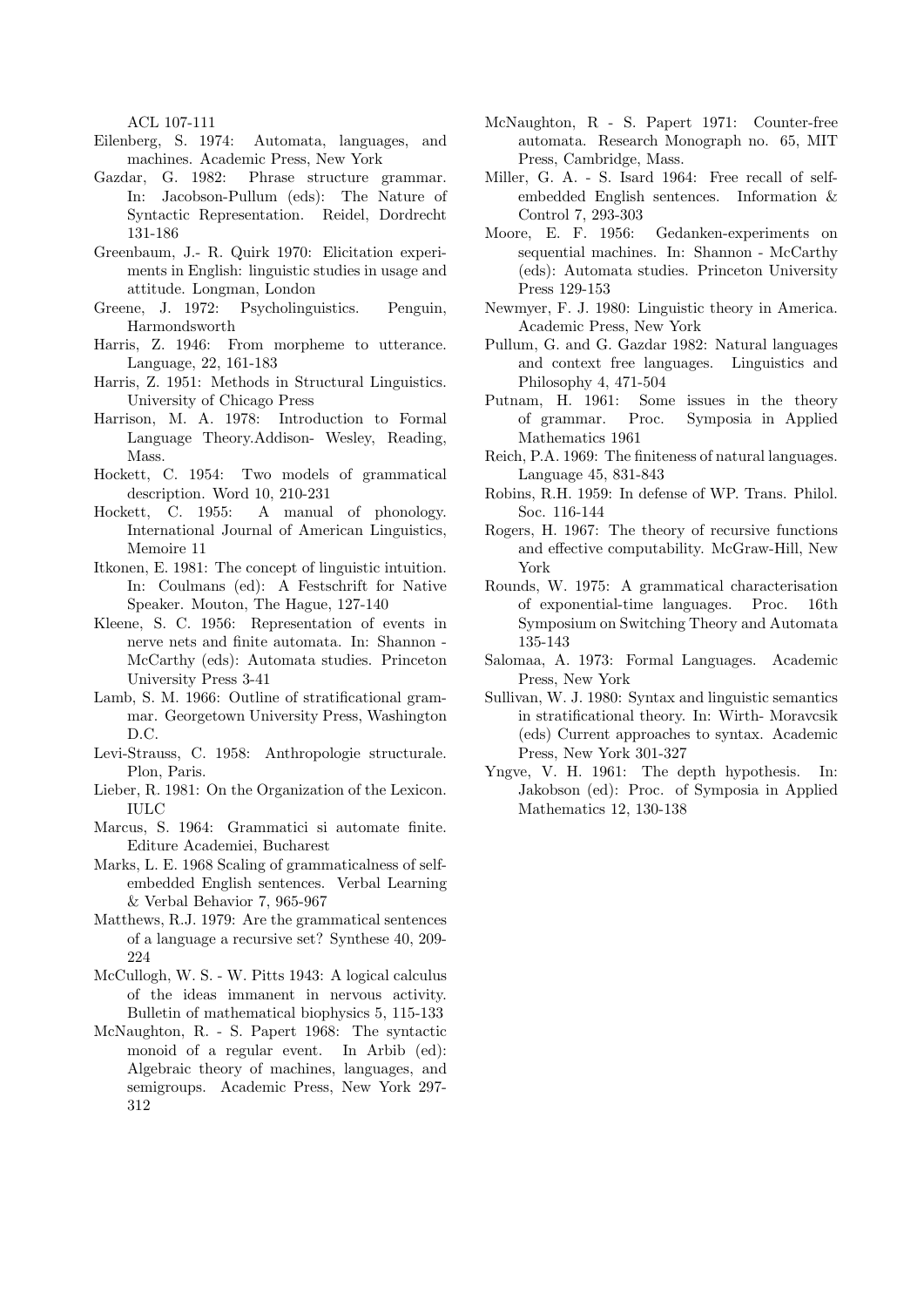ACL 107-111

Eilenberg, S. 1974: Automata, languages, and machines. Academic Press, New York

Gazdar, G. 1982: Phrase structure grammar. In: Jacobson-Pullum (eds): The Nature of Syntactic Representation. Reidel, Dordrecht 131-186

Greenbaum, J.- R. Quirk 1970: Elicitation experiments in English: linguistic studies in usage and attitude. Longman, London

Greene, J. 1972: Psycholinguistics. Penguin, Harmondsworth

Harris, Z. 1946: From morpheme to utterance. Language, 22, 161-183

Harris, Z. 1951: Methods in Structural Linguistics. University of Chicago Press

Harrison, M. A. 1978: Introduction to Formal Language Theory.Addison- Wesley, Reading, Mass.

Hockett, C. 1954: Two models of grammatical description. Word 10, 210-231

Hockett, C. 1955: A manual of phonology. International Journal of American Linguistics, Memoire 11

Itkonen, E. 1981: The concept of linguistic intuition. In: Coulmans (ed): A Festschrift for Native Speaker. Mouton, The Hague, 127-140

Kleene, S. C. 1956: Representation of events in nerve nets and finite automata. In: Shannon - McCarthy (eds): Automata studies. Princeton University Press 3-41

Lamb, S. M. 1966: Outline of stratificational grammar. Georgetown University Press, Washington D.C.

Levi-Strauss, C. 1958: Anthropologie structurale. Plon, Paris.

Lieber, R. 1981: On the Organization of the Lexicon. IULC

Marcus, S. 1964: Grammatici si automate finite. Editure Academiei, Bucharest

Marks, L. E. 1968 Scaling of grammaticalness of self-embedded English sentences. Verbal Learning & Verbal Behavior 7, 965-967

Matthews, R.J. 1979: Are the grammatical sentences of a language a recursive set? Synthese 40, 209-224

McCullogh, W. S. - W. Pitts 1943: A logical calculus of the ideas immanent in nervous activity. Bulletin of mathematical biophysics 5, 115-133

McNaughton, R. - S. Papert 1968: The syntactic monoid of a regular event. In Arbib (ed): Algebraic theory of machines, languages, and semigroups. Academic Press, New York 297-312

McNaughton, R - S. Papert 1971: Counter-free automata. Research Monograph no. 65, MIT Press, Cambridge, Mass.

Miller, G. A. - S. Isard 1964: Free recall of self-embedded English sentences. Information & Control 7, 293-303

Moore, E. F. 1956: Gedanken-experiments on sequential machines. In: Shannon - McCarthy (eds): Automata studies. Princeton University Press 129-153

Newmyer, F. J. 1980: Linguistic theory in America. Academic Press, New York

Pullum, G. and G. Gazdar 1982: Natural languages and context free languages. Linguistics and Philosophy 4, 471-504

Putnam, H. 1961: Some issues in the theory of grammar. Proc. Symposia in Applied Mathematics 1961

Reich, P.A. 1969: The finiteness of natural languages. Language 45, 831-843

Robins, R.H. 1959: In defense of WP. Trans. Philol. Soc. 116-144

Rogers, H. 1967: The theory of recursive functions and effective computability. McGraw-Hill, New York

Rounds, W. 1975: A grammatical characterisation of exponential-time languages. Proc. 16th Symposium on Switching Theory and Automata 135-143

Salomaa, A. 1973: Formal Languages. Academic Press, New York

Sullivan, W. J. 1980: Syntax and linguistic semantics in stratificational theory. In: Wirth- Moravcsik (eds) Current approaches to syntax. Academic Press, New York 301-327

Yngve, V. H. 1961: The depth hypothesis. In: Jakobson (ed): Proc. of Symposia in Applied Mathematics 12, 130-138